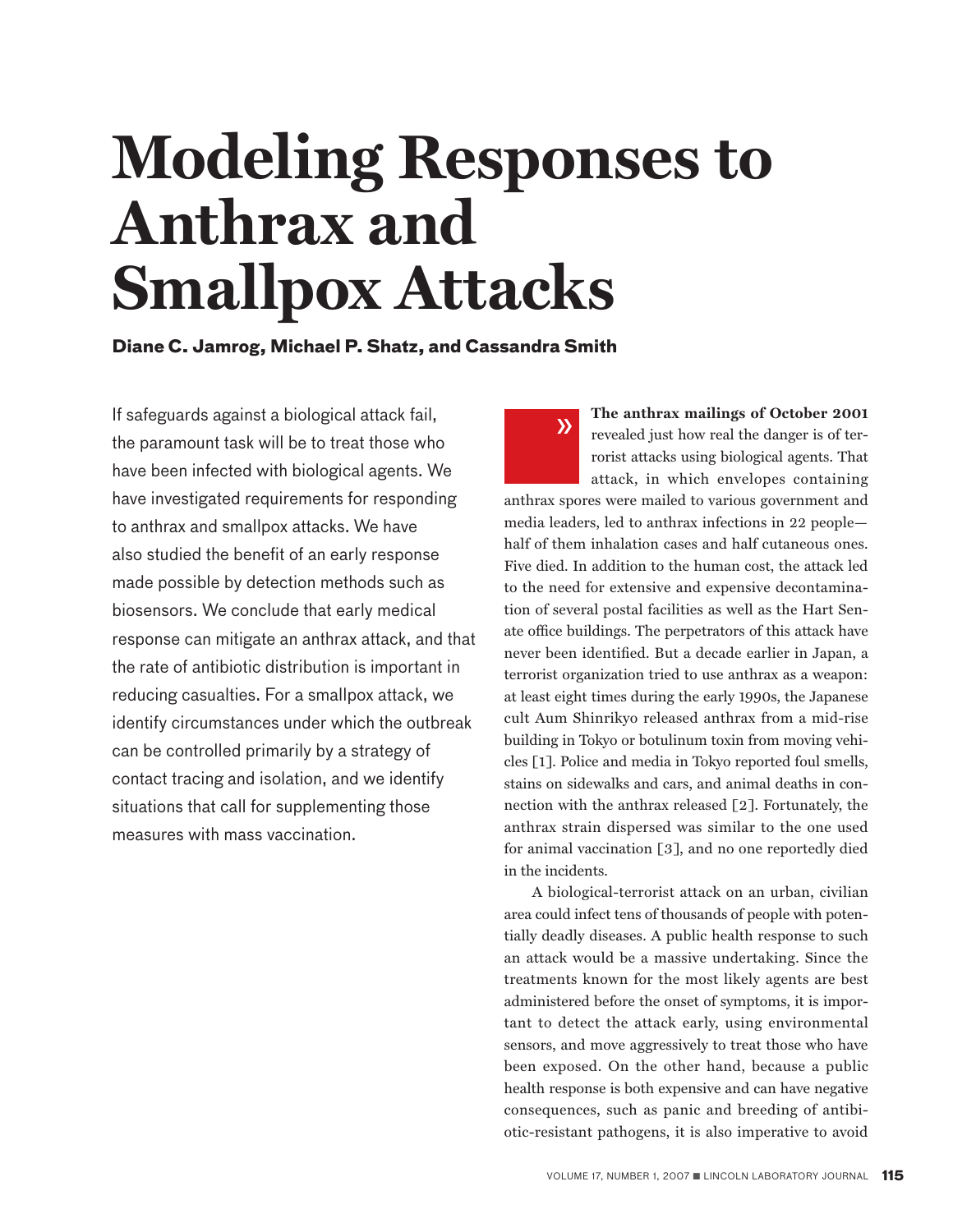# Modeling Responses to Anthrax and Smallpox Attacks

**Diane C. Jamrog, Michael P. Shatz, and Cassandra Smith**

If safeguards against a biological attack fail, the paramount task will be to treat those who have been infected with biological agents. We have investigated requirements for responding to anthrax and smallpox attacks. We have also studied the benefit of an early response made possible by detection methods such as biosensors. We conclude that early medical response can mitigate an anthrax attack, and that the rate of antibiotic distribution is important in reducing casualties. For a smallpox attack, we identify circumstances under which the outbreak can be controlled primarily by a strategy of contact tracing and isolation, and we identify situations that call for supplementing those measures with mass vaccination.

**The anthrax mailings of October 2001** revealed just how real the danger is of terrorist attacks using biological agents. That attack, in which envelopes containing anthrax spores were mailed to various government and media leaders, led to anthrax infections in 22 people—half of them inhalation cases and half cutaneous ones. Five died. In addition to the human cost, the attack led to the need for extensive and expensive decontamination of several postal facilities as well as the Hart Senate office buildings. The perpetrators of this attack have never been identified. But a decade earlier in Japan, a terrorist organization tried to use anthrax as a weapon: at least eight times during the early 1990s, the Japanese cult Aum Shinrikyo released anthrax from a mid-rise building in Tokyo or botulinum toxin from moving vehicles [1]. Police and media in Tokyo reported foul smells, stains on sidewalks and cars, and animal deaths in connection with the anthrax released [2]. Fortunately, the anthrax strain dispersed was similar to the one used for animal vaccination [3], and no one reportedly died in the incidents.

A biological-terrorist attack on an urban, civilian area could infect tens of thousands of people with potentially deadly diseases. A public health response to such an attack would be a massive undertaking. Since the treatments known for the most likely agents are best administered before the onset of symptoms, it is important to detect the attack early, using environmental sensors, and move aggressively to treat those who have been exposed. On the other hand, because a public health response is both expensive and can have negative consequences, such as panic and breeding of antibiotic-resistant pathogens, it is also imperative to avoid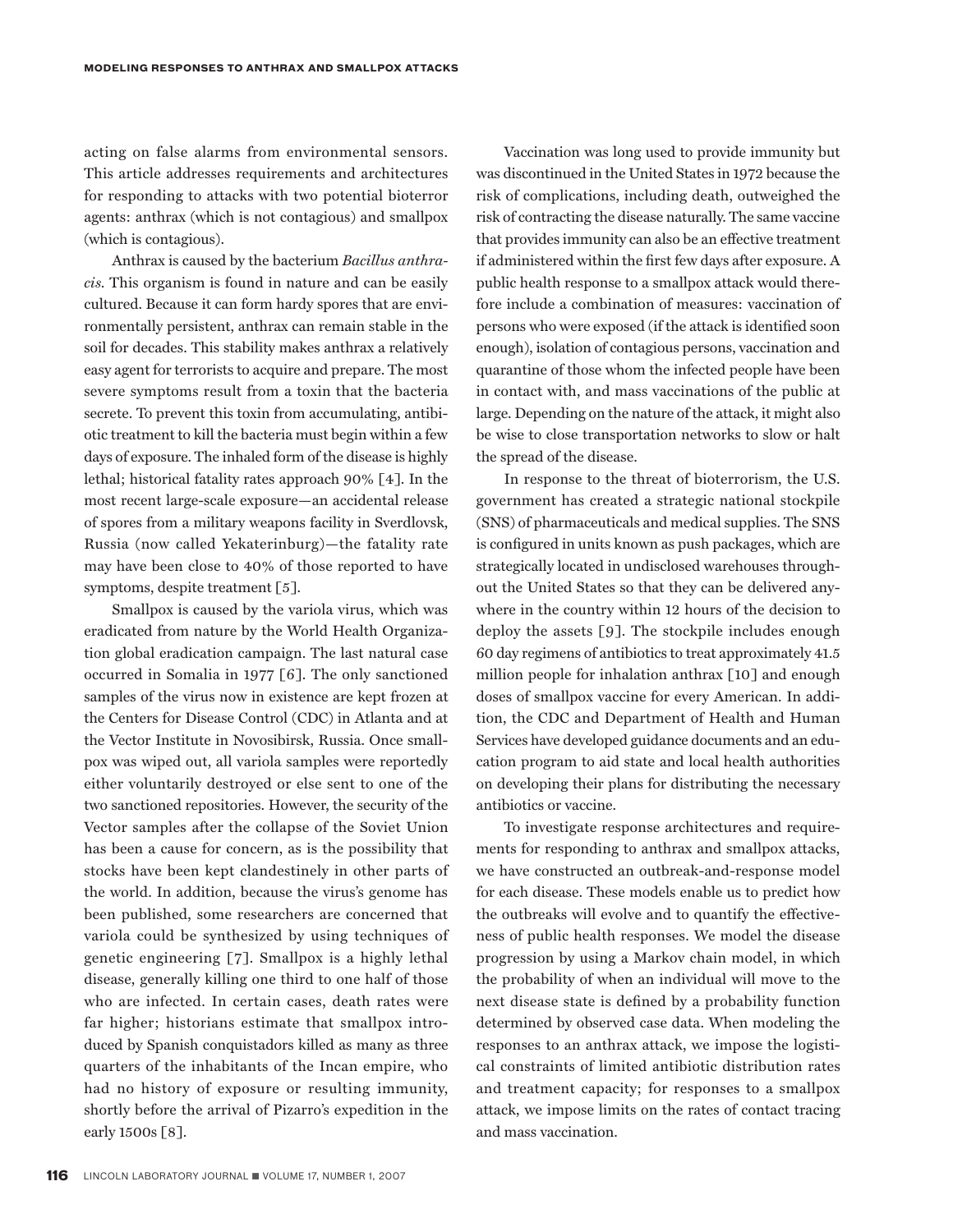acting on false alarms from environmental sensors. This article addresses requirements and architectures for responding to attacks with two potential bioterror agents: anthrax (which is not contagious) and smallpox (which is contagious).

Anthrax is caused by the bacterium *Bacillus anthracis*. This organism is found in nature and can be easily cultured. Because it can form hardy spores that are environmentally persistent, anthrax can remain stable in the soil for decades. This stability makes anthrax a relatively easy agent for terrorists to acquire and prepare. The most severe symptoms result from a toxin that the bacteria secrete. To prevent this toxin from accumulating, antibiotic treatment to kill the bacteria must begin within a few days of exposure. The inhaled form of the disease is highly lethal; historical fatality rates approach 90% [4]. In the most recent large-scale exposure—an accidental release of spores from a military weapons facility in Sverdlovsk, Russia (now called Yekaterinburg)—the fatality rate may have been close to 40% of those reported to have symptoms, despite treatment [5].

Smallpox is caused by the variola virus, which was eradicated from nature by the World Health Organization global eradication campaign. The last natural case occurred in Somalia in 1977 [6]. The only sanctioned samples of the virus now in existence are kept frozen at the Centers for Disease Control (CDC) in Atlanta and at the Vector Institute in Novosibirsk, Russia. Once smallpox was wiped out, all variola samples were reportedly either voluntarily destroyed or else sent to one of the two sanctioned repositories. However, the security of the Vector samples after the collapse of the Soviet Union has been a cause for concern, as is the possibility that stocks have been kept clandestinely in other parts of the world. In addition, because the virus's genome has been published, some researchers are concerned that variola could be synthesized by using techniques of genetic engineering [7]. Smallpox is a highly lethal disease, generally killing one third to one half of those who are infected. In certain cases, death rates were far higher; historians estimate that smallpox introduced by Spanish conquistadors killed as many as three quarters of the inhabitants of the Incan empire, who had no history of exposure or resulting immunity, shortly before the arrival of Pizarro's expedition in the early 1500s [8].

Vaccination was long used to provide immunity but was discontinued in the United States in 1972 because the risk of complications, including death, outweighed the risk of contracting the disease naturally. The same vaccine that provides immunity can also be an effective treatment if administered within the first few days after exposure. A public health response to a smallpox attack would therefore include a combination of measures: vaccination of persons who were exposed (if the attack is identified soon enough), isolation of contagious persons, vaccination and quarantine of those whom the infected people have been in contact with, and mass vaccinations of the public at large. Depending on the nature of the attack, it might also be wise to close transportation networks to slow or halt the spread of the disease.

In response to the threat of bioterrorism, the U.S. government has created a strategic national stockpile (SNS) of pharmaceuticals and medical supplies. The SNS is configured in units known as push packages, which are strategically located in undisclosed warehouses throughout the United States so that they can be delivered anywhere in the country within 12 hours of the decision to deploy the assets [9]. The stockpile includes enough 60 day regimens of antibiotics to treat approximately 41.5 million people for inhalation anthrax [10] and enough doses of smallpox vaccine for every American. In addition, the CDC and Department of Health and Human Services have developed guidance documents and an education program to aid state and local health authorities on developing their plans for distributing the necessary antibiotics or vaccine.

To investigate response architectures and requirements for responding to anthrax and smallpox attacks, we have constructed an outbreak-and-response model for each disease. These models enable us to predict how the outbreaks will evolve and to quantify the effectiveness of public health responses. We model the disease progression by using a Markov chain model, in which the probability of when an individual will move to the next disease state is defined by a probability function determined by observed case data. When modeling the responses to an anthrax attack, we impose the logistical constraints of limited antibiotic distribution rates and treatment capacity; for responses to a smallpox attack, we impose limits on the rates of contact tracing and mass vaccination.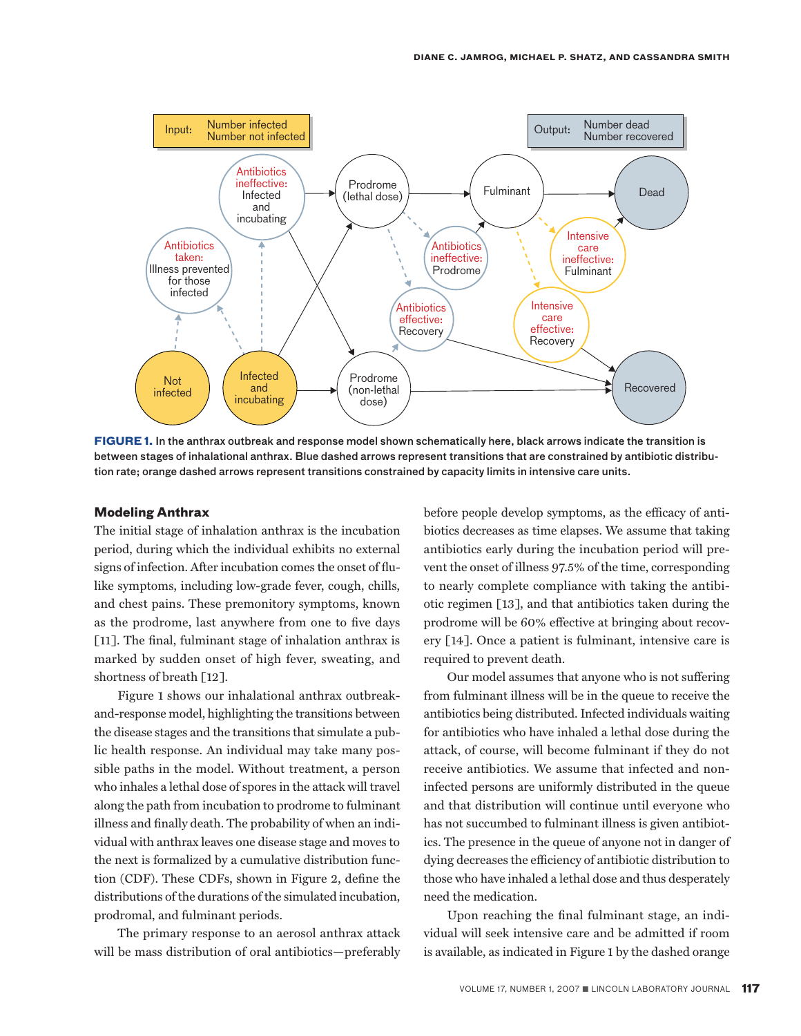**FIGURE 1.** In the anthrax outbreak and response model shown schematically here, black arrows indicate the transition is between stages of inhalational anthrax. Blue dashed arrows represent transitions that are constrained by antibiotic distribution rate; orange dashed arrows represent transitions constrained by capacity limits in intensive care units.

## Modeling Anthrax

The initial stage of inhalation anthrax is the incubation period, during which the individual exhibits no external signs of infection. After incubation comes the onset of flu-like symptoms, including low-grade fever, cough, chills, and chest pains. These premonitory symptoms, known as the prodrome, last anywhere from one to five days [11]. The final, fulminant stage of inhalation anthrax is marked by sudden onset of high fever, sweating, and shortness of breath [12].

Figure 1 shows our inhalational anthrax outbreak-and-response model, highlighting the transitions between the disease stages and the transitions that simulate a public health response. An individual may take many possible paths in the model. Without treatment, a person who inhales a lethal dose of spores in the attack will travel along the path from incubation to prodrome to fulminant illness and finally death. The probability of when an individual with anthrax leaves one disease stage and moves to the next is formalized by a cumulative distribution function (CDF). These CDFs, shown in Figure 2, define the distributions of the durations of the simulated incubation, prodromal, and fulminant periods.

The primary response to an aerosol anthrax attack will be mass distribution of oral antibiotics—preferably before people develop symptoms, as the efficacy of antibiotics decreases as time elapses. We assume that taking antibiotics early during the incubation period will prevent the onset of illness 97.5% of the time, corresponding to nearly complete compliance with taking the antibiotic regimen [13], and that antibiotics taken during the prodrome will be 60% effective at bringing about recovery [14]. Once a patient is fulminant, intensive care is required to prevent death.

Our model assumes that anyone who is not suffering from fulminant illness will be in the queue to receive the antibiotics being distributed. Infected individuals waiting for antibiotics who have inhaled a lethal dose during the attack, of course, will become fulminant if they do not receive antibiotics. We assume that infected and non-infected persons are uniformly distributed in the queue and that distribution will continue until everyone who has not succumbed to fulminant illness is given antibiotics. The presence in the queue of anyone not in danger of dying decreases the efficiency of antibiotic distribution to those who have inhaled a lethal dose and thus desperately need the medication.

Upon reaching the final fulminant stage, an individual will seek intensive care and be admitted if room is available, as indicated in Figure 1 by the dashed orange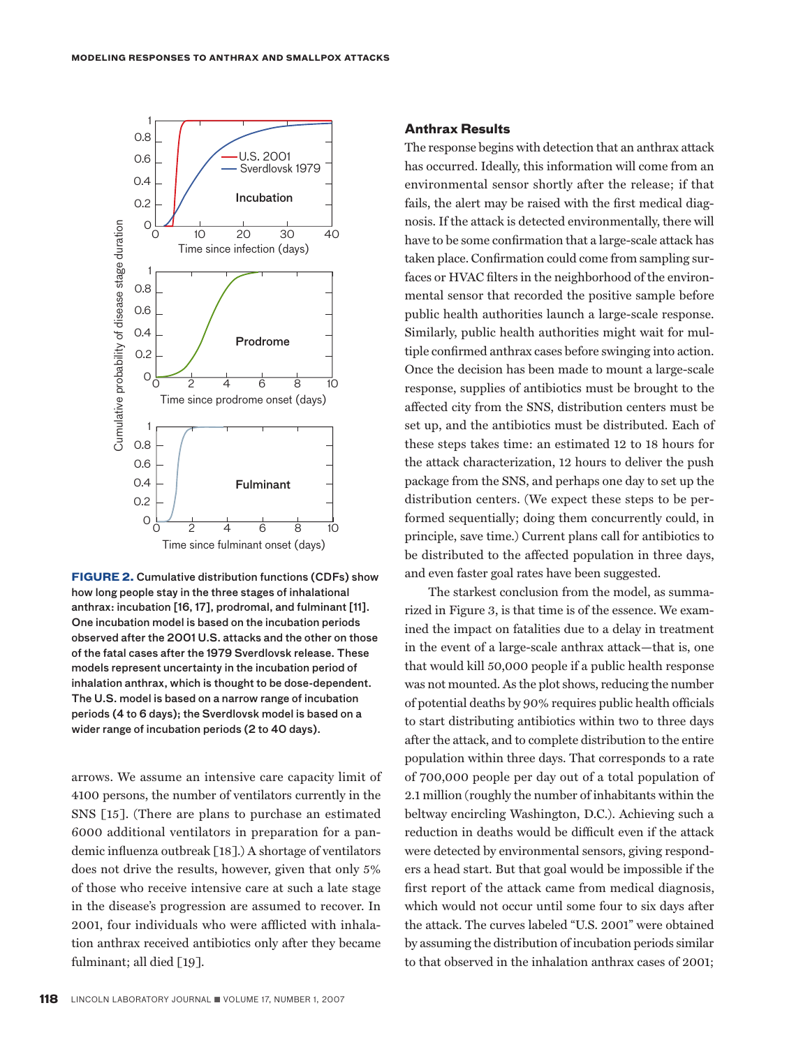FIGURE 2. Cumulative distribution functions (CDFs) show how long people stay in the three stages of inhalational anthrax: incubation [16, 17], prodromal, and fulminant [11]. One incubation model is based on the incubation periods observed after the 2001 U.S. attacks and the other on those of the fatal cases after the 1979 Sverdlovsk release. These models represent uncertainty in the incubation period of inhalation anthrax, which is thought to be dose-dependent. The U.S. model is based on a narrow range of incubation periods (4 to 6 days); the Sverdlovsk model is based on a wider range of incubation periods (2 to 40 days).

arrows. We assume an intensive care capacity limit of 4100 persons, the number of ventilators currently in the SNS [15]. (There are plans to purchase an estimated 6000 additional ventilators in preparation for a pandemic influenza outbreak [18].) A shortage of ventilators does not drive the results, however, given that only 5% of those who receive intensive care at such a late stage in the disease's progression are assumed to recover. In 2001, four individuals who were afflicted with inhalation anthrax received antibiotics only after they became fulminant; all died [19].

## Anthrax Results

The response begins with detection that an anthrax attack has occurred. Ideally, this information will come from an environmental sensor shortly after the release; if that fails, the alert may be raised with the first medical diagnosis. If the attack is detected environmentally, there will have to be some confirmation that a large-scale attack has taken place. Confirmation could come from sampling surfaces or HVAC filters in the neighborhood of the environmental sensor that recorded the positive sample before public health authorities launch a large-scale response. Similarly, public health authorities might wait for multiple confirmed anthrax cases before swinging into action. Once the decision has been made to mount a large-scale response, supplies of antibiotics must be brought to the affected city from the SNS, distribution centers must be set up, and the antibiotics must be distributed. Each of these steps takes time: an estimated 12 to 18 hours for the attack characterization, 12 hours to deliver the push package from the SNS, and perhaps one day to set up the distribution centers. (We expect these steps to be performed sequentially; doing them concurrently could, in principle, save time.) Current plans call for antibiotics to be distributed to the affected population in three days, and even faster goal rates have been suggested.

The starkest conclusion from the model, as summarized in Figure 3, is that time is of the essence. We examined the impact on fatalities due to a delay in treatment in the event of a large-scale anthrax attack—that is, one that would kill 50,000 people if a public health response was not mounted. As the plot shows, reducing the number of potential deaths by 90% requires public health officials to start distributing antibiotics within two to three days after the attack, and to complete distribution to the entire population within three days. That corresponds to a rate of 700,000 people per day out of a total population of 2.1 million (roughly the number of inhabitants within the beltway encircling Washington, D.C.). Achieving such a reduction in deaths would be difficult even if the attack were detected by environmental sensors, giving responders a head start. But that goal would be impossible if the first report of the attack came from medical diagnosis, which would not occur until some four to six days after the attack. The curves labeled "U.S. 2001" were obtained by assuming the distribution of incubation periods similar to that observed in the inhalation anthrax cases of 2001;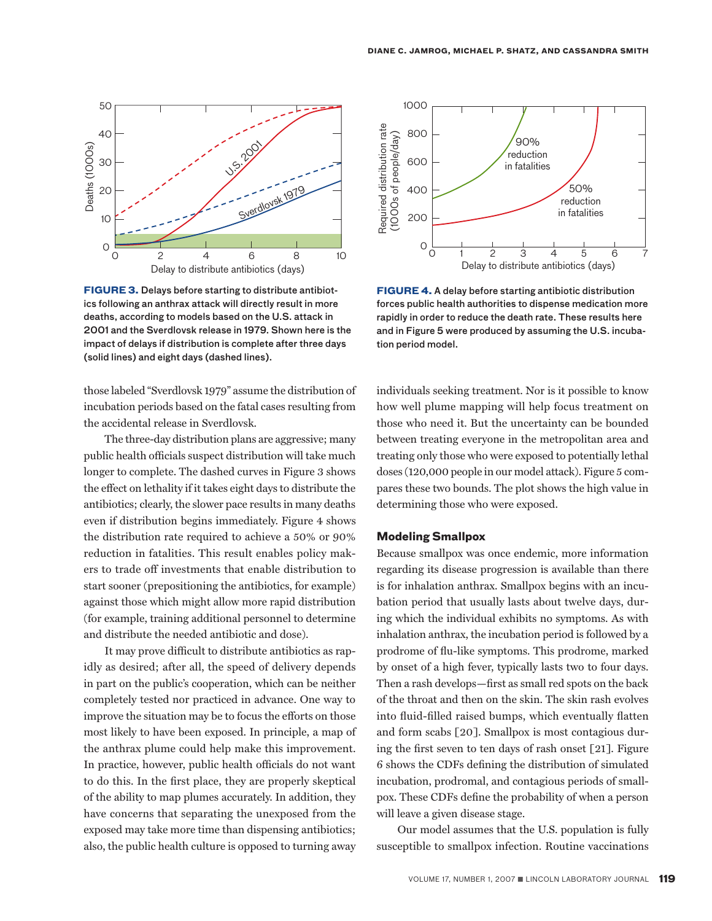FIGURE 3. Delays before starting to distribute antibiotics following an anthrax attack will directly result in more deaths, according to models based on the U.S. attack in 2001 and the Sverdlovsk release in 1979. Shown here is the impact of delays if distribution is complete after three days (solid lines) and eight days (dashed lines).

FIGURE 4. A delay before starting antibiotic distribution forces public health authorities to dispense medication more rapidly in order to reduce the death rate. These results here and in Figure 5 were produced by assuming the U.S. incubation period model.

those labeled "Sverdlovsk 1979" assume the distribution of incubation periods based on the fatal cases resulting from the accidental release in Sverdlovsk.

The three-day distribution plans are aggressive; many public health officials suspect distribution will take much longer to complete. The dashed curves in Figure 3 shows the effect on lethality if it takes eight days to distribute the antibiotics; clearly, the slower pace results in many deaths even if distribution begins immediately. Figure 4 shows the distribution rate required to achieve a 50% or 90% reduction in fatalities. This result enables policy makers to trade off investments that enable distribution to start sooner (prepositioning the antibiotics, for example) against those which might allow more rapid distribution (for example, training additional personnel to determine and distribute the needed antibiotic and dose).

It may prove difficult to distribute antibiotics as rapidly as desired; after all, the speed of delivery depends in part on the public's cooperation, which can be neither completely tested nor practiced in advance. One way to improve the situation may be to focus the efforts on those most likely to have been exposed. In principle, a map of the anthrax plume could help make this improvement. In practice, however, public health officials do not want to do this. In the first place, they are properly skeptical of the ability to map plumes accurately. In addition, they have concerns that separating the unexposed from the exposed may take more time than dispensing antibiotics; also, the public health culture is opposed to turning away individuals seeking treatment. Nor is it possible to know how well plume mapping will help focus treatment on those who need it. But the uncertainty can be bounded between treating everyone in the metropolitan area and treating only those who were exposed to potentially lethal doses (120,000 people in our model attack). Figure 5 compares these two bounds. The plot shows the high value in determining those who were exposed.

### Modeling Smallpox

Because smallpox was once endemic, more information regarding its disease progression is available than there is for inhalation anthrax. Smallpox begins with an incubation period that usually lasts about twelve days, during which the individual exhibits no symptoms. As with inhalation anthrax, the incubation period is followed by a prodrome of flu-like symptoms. This prodrome, marked by onset of a high fever, typically lasts two to four days. Then a rash develops—first as small red spots on the back of the throat and then on the skin. The skin rash evolves into fluid-filled raised bumps, which eventually flatten and form scabs [20]. Smallpox is most contagious during the first seven to ten days of rash onset [21]. Figure 6 shows the CDFs defining the distribution of simulated incubation, prodromal, and contagious periods of smallpox. These CDFs define the probability of when a person will leave a given disease stage.

Our model assumes that the U.S. population is fully susceptible to smallpox infection. Routine vaccinations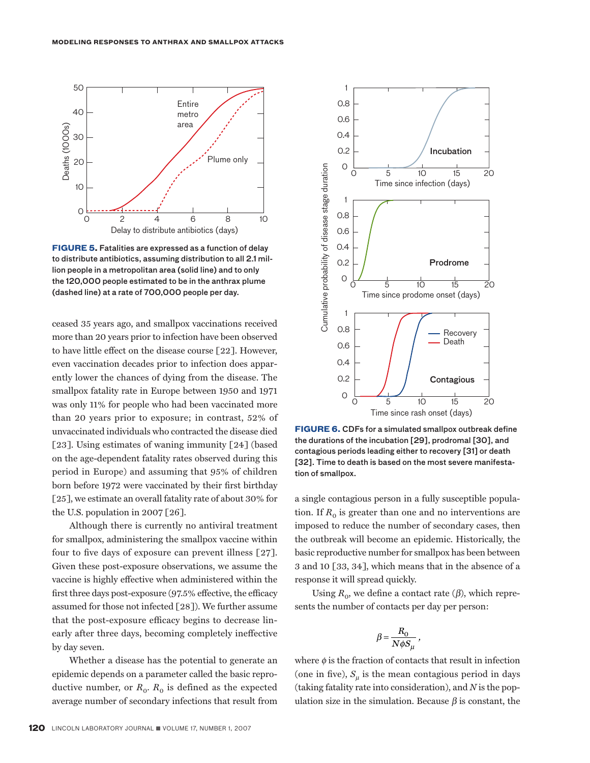FIGURE 5. Fatalities are expressed as a function of delay to distribute antibiotics, assuming distribution to all 2.1 million people in a metropolitan area (solid line) and to only the 120,000 people estimated to be in the anthrax plume (dashed line) at a rate of 700,000 people per day.

ceased 35 years ago, and smallpox vaccinations received more than 20 years prior to infection have been observed to have little effect on the disease course [22]. However, even vaccination decades prior to infection does apparently lower the chances of dying from the disease. The smallpox fatality rate in Europe between 1950 and 1971 was only 11% for people who had been vaccinated more than 20 years prior to exposure; in contrast, 52% of unvaccinated individuals who contracted the disease died [23]. Using estimates of waning immunity [24] (based on the age-dependent fatality rates observed during this period in Europe) and assuming that 95% of children born before 1972 were vaccinated by their first birthday [25], we estimate an overall fatality rate of about 30% for the U.S. population in 2007 [26].

Although there is currently no antiviral treatment for smallpox, administering the smallpox vaccine within four to five days of exposure can prevent illness [27]. Given these post-exposure observations, we assume the vaccine is highly effective when administered within the first three days post-exposure (97.5% effective, the efficacy assumed for those not infected [28]). We further assume that the post-exposure efficacy begins to decrease linearly after three days, becoming completely ineffective by day seven.

Whether a disease has the potential to generate an epidemic depends on a parameter called the basic reproductive number, or $R_0$. $R_0$ is defined as the expected average number of secondary infections that result from a single contagious person in a fully susceptible population. If $R_0$ is greater than one and no interventions are imposed to reduce the number of secondary cases, then the outbreak will become an epidemic. Historically, the basic reproductive number for smallpox has been between 3 and 10 [33, 34], which means that in the absence of a response it will spread quickly.

FIGURE 6. CDFs for a simulated smallpox outbreak define the durations of the incubation [29], prodromal [30], and contagious periods leading either to recovery [31] or death [32]. Time to death is based on the most severe manifestation of smallpox.

Using $R_0$, we define a contact rate ($\beta$), which represents the number of contacts per day per person:

$$\beta = \frac{R_0}{N \phi S_\mu},$$

where $\phi$ is the fraction of contacts that result in infection (one in five), $S_\mu$ is the mean contagious period in days (taking fatality rate into consideration), and $N$ is the population size in the simulation. Because $\beta$ is constant, the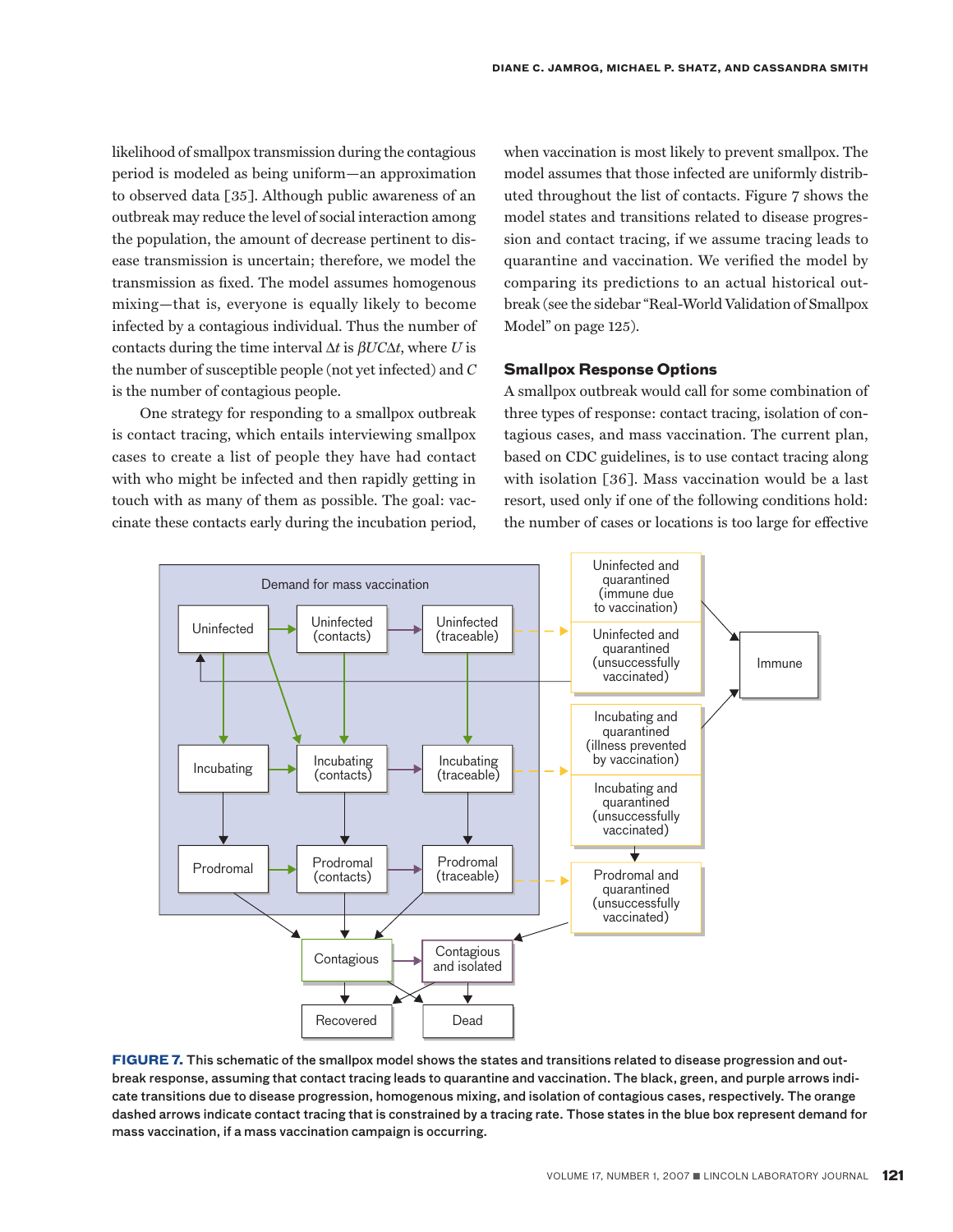likelihood of smallpox transmission during the contagious period is modeled as being uniform—an approximation to observed data [35]. Although public awareness of an outbreak may reduce the level of social interaction among the population, the amount of decrease pertinent to disease transmission is uncertain; therefore, we model the transmission as fixed. The model assumes homogenous mixing—that is, everyone is equally likely to become infected by a contagious individual. Thus the number of contacts during the time interval $\Delta t$ is $\beta UC\Delta t$, where $U$ is the number of susceptible people (not yet infected) and $C$ is the number of contagious people.

One strategy for responding to a smallpox outbreak is contact tracing, which entails interviewing smallpox cases to create a list of people they have had contact with who might be infected and then rapidly getting in touch with as many of them as possible. The goal: vaccinate these contacts early during the incubation period, when vaccination is most likely to prevent smallpox. The model assumes that those infected are uniformly distributed throughout the list of contacts. Figure 7 shows the model states and transitions related to disease progression and contact tracing, if we assume tracing leads to quarantine and vaccination. We verified the model by comparing its predictions to an actual historical outbreak (see the sidebar "Real-World Validation of Smallpox Model" on page 125).

### Smallpox Response Options

A smallpox outbreak would call for some combination of three types of response: contact tracing, isolation of contagious cases, and mass vaccination. The current plan, based on CDC guidelines, is to use contact tracing along with isolation [36]. Mass vaccination would be a last resort, used only if one of the following conditions hold: the number of cases or locations is too large for effective

**FIGURE 7.** This schematic of the smallpox model shows the states and transitions related to disease progression and outbreak response, assuming that contact tracing leads to quarantine and vaccination. The black, green, and purple arrows indicate transitions due to disease progression, homogenous mixing, and isolation of contagious cases, respectively. The orange dashed arrows indicate contact tracing that is constrained by a tracing rate. Those states in the blue box represent demand for mass vaccination, if a mass vaccination campaign is occurring.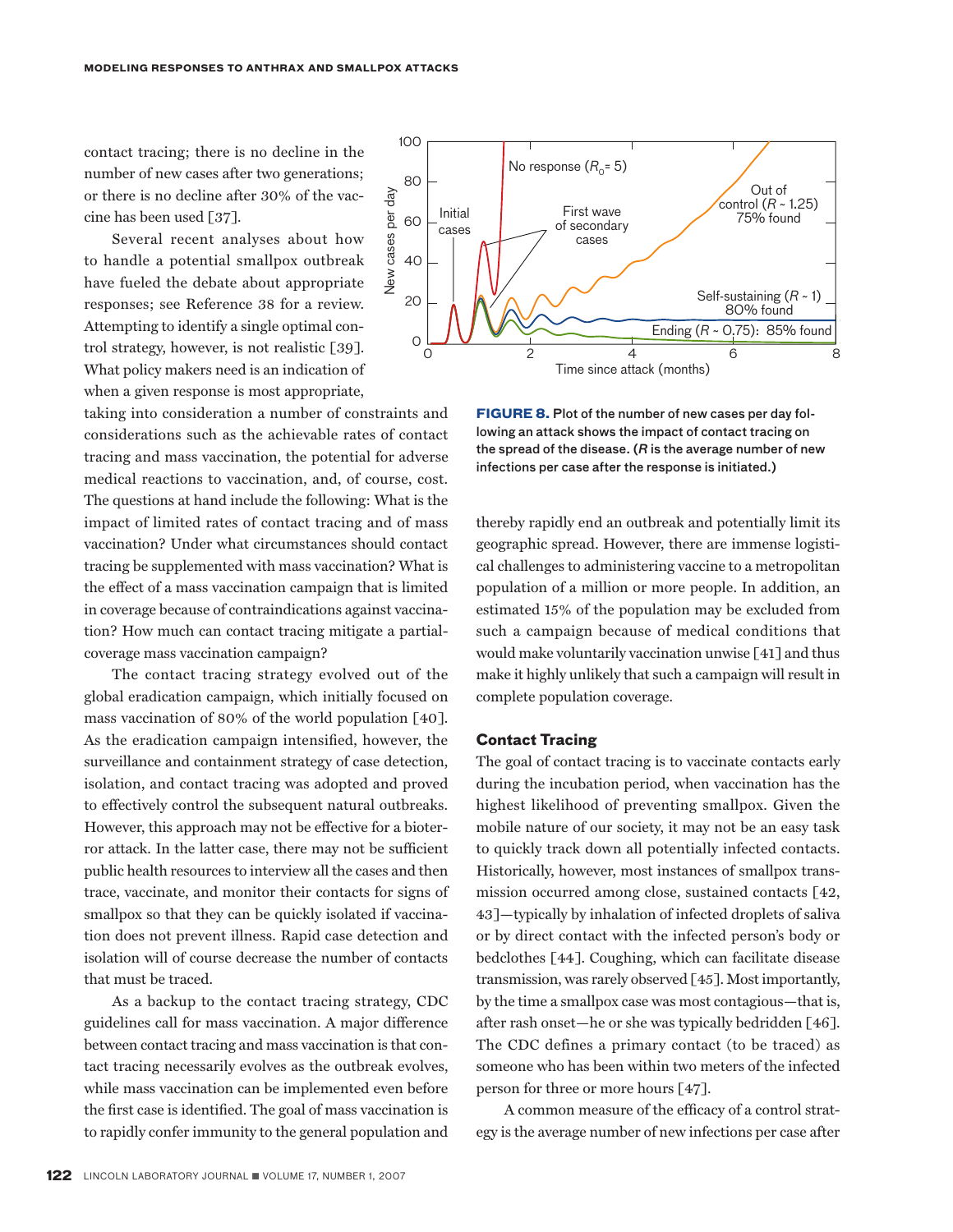contact tracing; there is no decline in the number of new cases after two generations; or there is no decline after 30% of the vaccine has been used [37].

Several recent analyses about how to handle a potential smallpox outbreak have fueled the debate about appropriate responses; see Reference 38 for a review. Attempting to identify a single optimal control strategy, however, is not realistic [39]. What policy makers need is an indication of when a given response is most appropriate, taking into consideration a number of constraints and considerations such as the achievable rates of contact tracing and mass vaccination, the potential for adverse medical reactions to vaccination, and, of course, cost. The questions at hand include the following: What is the impact of limited rates of contact tracing and of mass vaccination? Under what circumstances should contact tracing be supplemented with mass vaccination? What is the effect of a mass vaccination campaign that is limited in coverage because of contraindications against vaccination? How much can contact tracing mitigate a partial-coverage mass vaccination campaign?

The contact tracing strategy evolved out of the global eradication campaign, which initially focused on mass vaccination of 80% of the world population [40]. As the eradication campaign intensified, however, the surveillance and containment strategy of case detection, isolation, and contact tracing was adopted and proved to effectively control the subsequent natural outbreaks. However, this approach may not be effective for a bioterror attack. In the latter case, there may not be sufficient public health resources to interview all the cases and then trace, vaccinate, and monitor their contacts for signs of smallpox so that they can be quickly isolated if vaccination does not prevent illness. Rapid case detection and isolation will of course decrease the number of contacts that must be traced.

As a backup to the contact tracing strategy, CDC guidelines call for mass vaccination. A major difference between contact tracing and mass vaccination is that contact tracing necessarily evolves as the outbreak evolves, while mass vaccination can be implemented even before the first case is identified. The goal of mass vaccination is to rapidly confer immunity to the general population and thereby rapidly end an outbreak and potentially limit its geographic spread. However, there are immense logistical challenges to administering vaccine to a metropolitan population of a million or more people. In addition, an estimated 15% of the population may be excluded from such a campaign because of medical conditions that would make voluntarily vaccination unwise [41] and thus make it highly unlikely that such a campaign will result in complete population coverage.

**FIGURE 8.** Plot of the number of new cases per day following an attack shows the impact of contact tracing on the spread of the disease. (*R* is the average number of new infections per case after the response is initiated.)

### Contact Tracing

The goal of contact tracing is to vaccinate contacts early during the incubation period, when vaccination has the highest likelihood of preventing smallpox. Given the mobile nature of our society, it may not be an easy task to quickly track down all potentially infected contacts. Historically, however, most instances of smallpox transmission occurred among close, sustained contacts [42, 43]—typically by inhalation of infected droplets of saliva or by direct contact with the infected person's body or bedclothes [44]. Coughing, which can facilitate disease transmission, was rarely observed [45]. Most importantly, by the time a smallpox case was most contagious—that is, after rash onset—he or she was typically bedridden [46]. The CDC defines a primary contact (to be traced) as someone who has been within two meters of the infected person for three or more hours [47].

A common measure of the efficacy of a control strategy is the average number of new infections per case after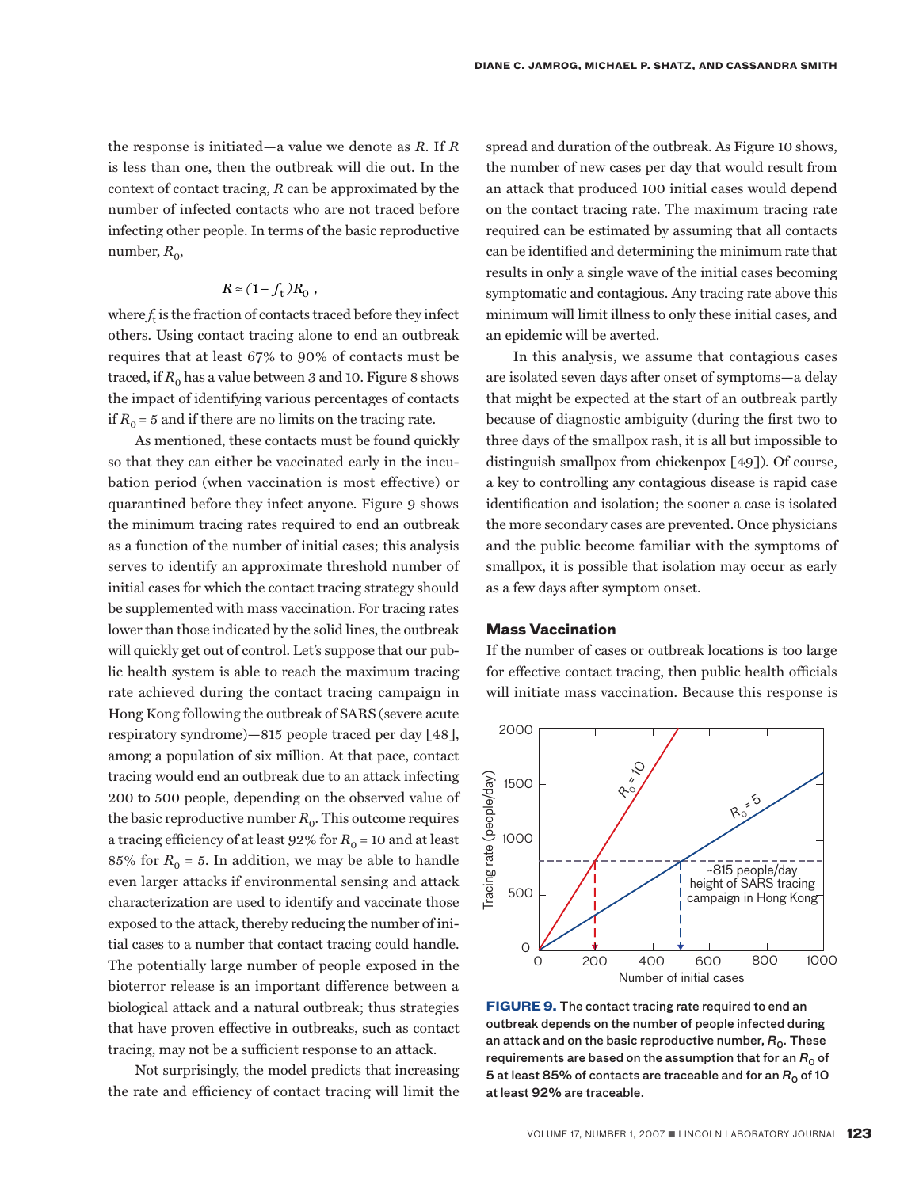the response is initiated—a value we denote as $R$. If $R$ is less than one, then the outbreak will die out. In the context of contact tracing, $R$ can be approximated by the number of infected contacts who are not traced before infecting other people. In terms of the basic reproductive number, $R_0$,

$$R \approx (1 - f_t) R_0 ,$$

where $f_t$ is the fraction of contacts traced before they infect others. Using contact tracing alone to end an outbreak requires that at least 67% to 90% of contacts must be traced, if $R_0$ has a value between 3 and 10. Figure 8 shows the impact of identifying various percentages of contacts if $R_0 = 5$ and if there are no limits on the tracing rate.

As mentioned, these contacts must be found quickly so that they can either be vaccinated early in the incubation period (when vaccination is most effective) or quarantined before they infect anyone. Figure 9 shows the minimum tracing rates required to end an outbreak as a function of the number of initial cases; this analysis serves to identify an approximate threshold number of initial cases for which the contact tracing strategy should be supplemented with mass vaccination. For tracing rates lower than those indicated by the solid lines, the outbreak will quickly get out of control. Let's suppose that our public health system is able to reach the maximum tracing rate achieved during the contact tracing campaign in Hong Kong following the outbreak of SARS (severe acute respiratory syndrome)—815 people traced per day [48], among a population of six million. At that pace, contact tracing would end an outbreak due to an attack infecting 200 to 500 people, depending on the observed value of the basic reproductive number $R_0$. This outcome requires a tracing efficiency of at least 92% for $R_0 = 10$ and at least 85% for $R_0 = 5$. In addition, we may be able to handle even larger attacks if environmental sensing and attack characterization are used to identify and vaccinate those exposed to the attack, thereby reducing the number of initial cases to a number that contact tracing could handle. The potentially large number of people exposed in the bioterror release is an important difference between a biological attack and a natural outbreak; thus strategies that have proven effective in outbreaks, such as contact tracing, may not be a sufficient response to an attack.

Not surprisingly, the model predicts that increasing the rate and efficiency of contact tracing will limit the spread and duration of the outbreak. As Figure 10 shows, the number of new cases per day that would result from an attack that produced 100 initial cases would depend on the contact tracing rate. The maximum tracing rate required can be estimated by assuming that all contacts can be identified and determining the minimum rate that results in only a single wave of the initial cases becoming symptomatic and contagious. Any tracing rate above this minimum will limit illness to only these initial cases, and an epidemic will be averted.

In this analysis, we assume that contagious cases are isolated seven days after onset of symptoms—a delay that might be expected at the start of an outbreak partly because of diagnostic ambiguity (during the first two to three days of the smallpox rash, it is all but impossible to distinguish smallpox from chickenpox [49]). Of course, a key to controlling any contagious disease is rapid case identification and isolation; the sooner a case is isolated the more secondary cases are prevented. Once physicians and the public become familiar with the symptoms of smallpox, it is possible that isolation may occur as early as a few days after symptom onset.

### Mass Vaccination

If the number of cases or outbreak locations is too large for effective contact tracing, then public health officials will initiate mass vaccination. Because this response is

**FIGURE 9.** The contact tracing rate required to end an outbreak depends on the number of people infected during an attack and on the basic reproductive number, $R_0$. These requirements are based on the assumption that for an $R_0$ of 5 at least 85% of contacts are traceable and for an $R_0$ of 10 at least 92% are traceable.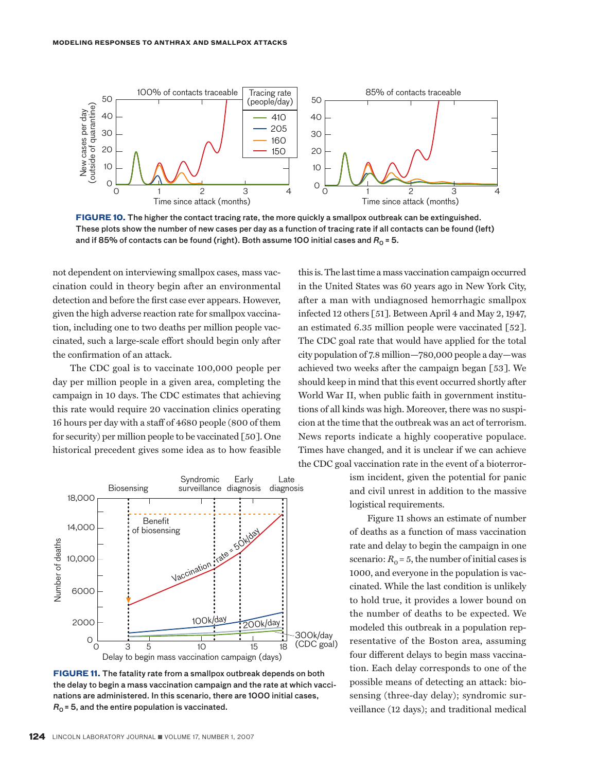**FIGURE 10.** The higher the contact tracing rate, the more quickly a smallpox outbreak can be extinguished. These plots show the number of new cases per day as a function of tracing rate if all contacts can be found (left) and if 85% of contacts can be found (right). Both assume 100 initial cases and $R_0 = 5$.

not dependent on interviewing smallpox cases, mass vaccination could in theory begin after an environmental detection and before the first case ever appears. However, given the high adverse reaction rate for smallpox vaccination, including one to two deaths per million people vaccinated, such a large-scale effort should begin only after the confirmation of an attack.

The CDC goal is to vaccinate 100,000 people per day per million people in a given area, completing the campaign in 10 days. The CDC estimates that achieving this rate would require 20 vaccination clinics operating 16 hours per day with a staff of 4680 people (800 of them for security) per million people to be vaccinated [50]. One historical precedent gives some idea as to how feasible this is. The last time a mass vaccination campaign occurred in the United States was 60 years ago in New York City, after a man with undiagnosed hemorrhagic smallpox infected 12 others [51]. Between April 4 and May 2, 1947, an estimated 6.35 million people were vaccinated [52]. The CDC goal rate that would have applied for the total city population of 7.8 million—780,000 people a day—was achieved two weeks after the campaign began [53]. We should keep in mind that this event occurred shortly after World War II, when public faith in government institutions of all kinds was high. Moreover, there was no suspicion at the time that the outbreak was an act of terrorism. News reports indicate a highly cooperative populace. Times have changed, and it is unclear if we can achieve the CDC goal vaccination rate in the event of a bioterrorism incident, given the potential for panic and civil unrest in addition to the massive logistical requirements.

Figure 11 shows an estimate of number of deaths as a function of mass vaccination rate and delay to begin the campaign in one scenario: $R_0 = 5$, the number of initial cases is 1000, and everyone in the population is vaccinated. While the last condition is unlikely to hold true, it provides a lower bound on the number of deaths to be expected. We modeled this outbreak in a population representative of the Boston area, assuming four different delays to begin mass vaccination. Each delay corresponds to one of the possible means of detecting an attack: biosensing (three-day delay); syndromic surveillance (12 days); and traditional medical

**FIGURE 11.** The fatality rate from a smallpox outbreak depends on both the delay to begin a mass vaccination campaign and the rate at which vaccinations are administered. In this scenario, there are 1000 initial cases, $R_0 = 5$, and the entire population is vaccinated.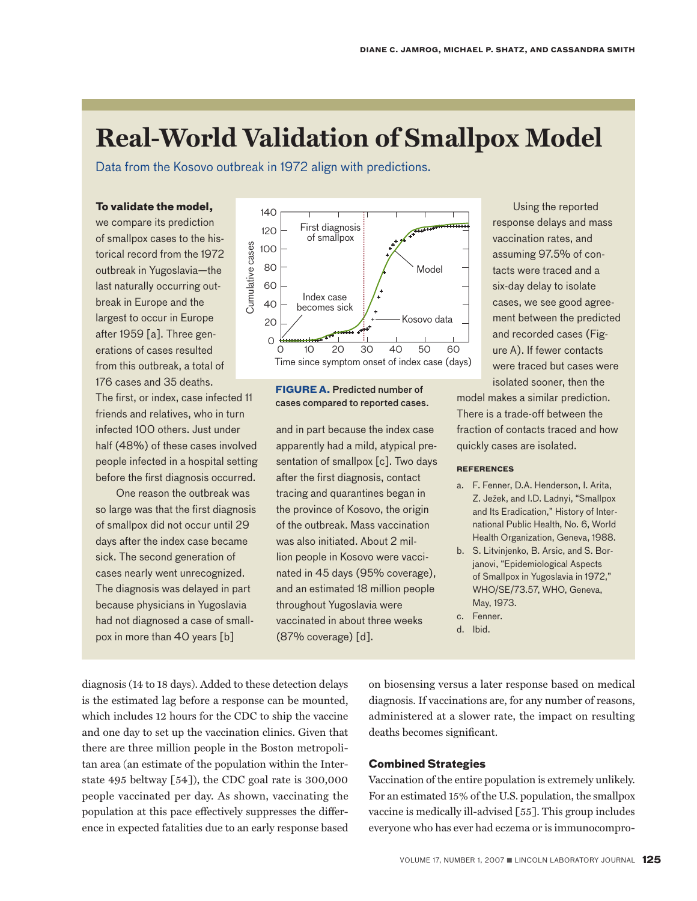# Real-World Validation of Smallpox Model

Data from the Kosovo outbreak in 1972 align with predictions.

**To validate the model,** we compare its prediction of smallpox cases to the historical record from the 1972 outbreak in Yugoslavia—the last naturally occurring outbreak in Europe and the largest to occur in Europe after 1959 [a]. Three generations of cases resulted from this outbreak, a total of 176 cases and 35 deaths. The first, or index, case infected 11 friends and relatives, who in turn infected 100 others. Just under half (48%) of these cases involved people infected in a hospital setting before the first diagnosis occurred.

One reason the outbreak was so large was that the first diagnosis of smallpox did not occur until 29 days after the index case became sick. The second generation of cases nearly went unrecognized. The diagnosis was delayed in part because physicians in Yugoslavia had not diagnosed a case of smallpox in more than 40 years [b] and in part because the index case apparently had a mild, atypical presentation of smallpox [c]. Two days after the first diagnosis, contact tracing and quarantines began in the province of Kosovo, the origin of the outbreak. Mass vaccination was also initiated. About 2 million people in Kosovo were vaccinated in 45 days (95% coverage), and an estimated 18 million people throughout Yugoslavia were vaccinated in about three weeks (87% coverage) [d].

**FIGURE A.** Predicted number of cases compared to reported cases.

Using the reported response delays and mass vaccination rates, and assuming 97.5% of contacts were traced and a six-day delay to isolate cases, we see good agreement between the predicted and recorded cases (Figure A). If fewer contacts were traced but cases were isolated sooner, then the model makes a similar prediction. There is a trade-off between the fraction of contacts traced and how quickly cases are isolated.

**REFERENCES**

a. F. Fenner, D.A. Henderson, I. Arita, Z. Ježek, and I.D. Ladnyi, "Smallpox and Its Eradication," History of International Public Health, No. 6, World Health Organization, Geneva, 1988.
b. S. Litvinjenko, B. Arsic, and S. Borjanovi, "Epidemiological Aspects of Smallpox in Yugoslavia in 1972," WHO/SE/73.57, WHO, Geneva, May, 1973.
c. Fenner.
d. Ibid.

diagnosis (14 to 18 days). Added to these detection delays is the estimated lag before a response can be mounted, which includes 12 hours for the CDC to ship the vaccine and one day to set up the vaccination clinics. Given that there are three million people in the Boston metropolitan area (an estimate of the population within the Interstate 495 beltway [54]), the CDC goal rate is 300,000 people vaccinated per day. As shown, vaccinating the population at this pace effectively suppresses the difference in expected fatalities due to an early response based on biosensing versus a later response based on medical diagnosis. If vaccinations are, for any number of reasons, administered at a slower rate, the impact on resulting deaths becomes significant.

### Combined Strategies

Vaccination of the entire population is extremely unlikely. For an estimated 15% of the U.S. population, the smallpox vaccine is medically ill-advised [55]. This group includes everyone who has ever had eczema or is immunocompro-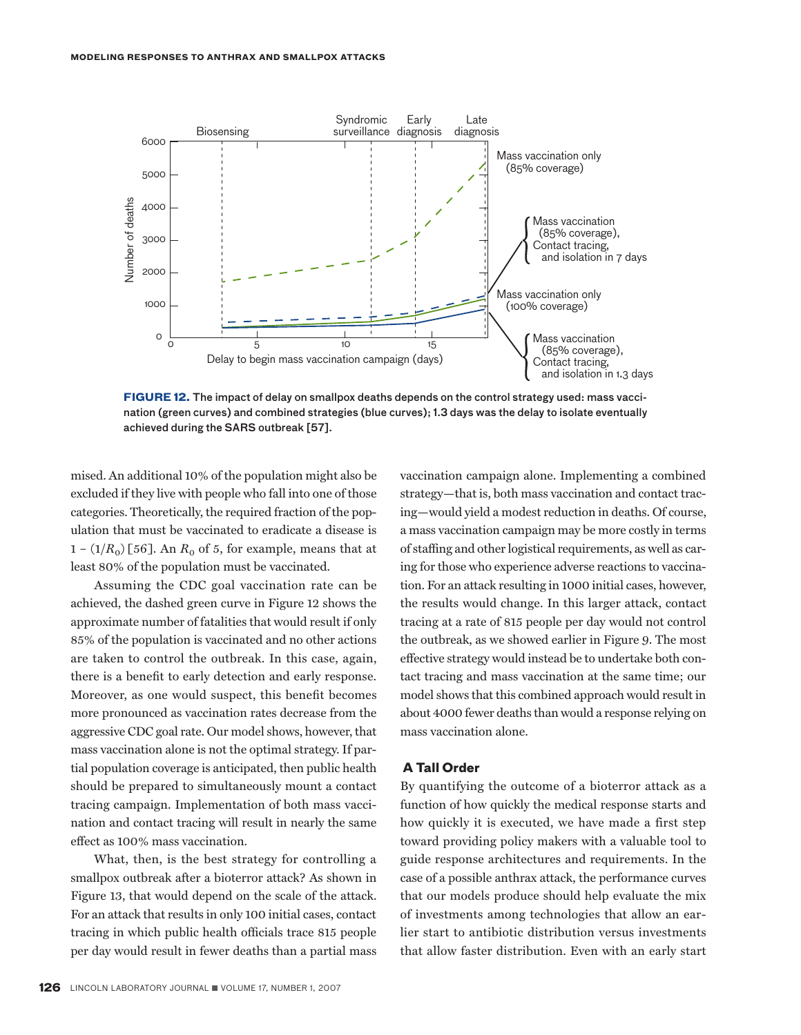**FIGURE 12.** The impact of delay on smallpox deaths depends on the control strategy used: mass vaccination (green curves) and combined strategies (blue curves); 1.3 days was the delay to isolate eventually achieved during the SARS outbreak [57].

mised. An additional 10% of the population might also be excluded if they live with people who fall into one of those categories. Theoretically, the required fraction of the population that must be vaccinated to eradicate a disease is $1 - (1/R_0)$ [56]. An $R_0$ of 5, for example, means that at least 80% of the population must be vaccinated.

Assuming the CDC goal vaccination rate can be achieved, the dashed green curve in Figure 12 shows the approximate number of fatalities that would result if only 85% of the population is vaccinated and no other actions are taken to control the outbreak. In this case, again, there is a benefit to early detection and early response. Moreover, as one would suspect, this benefit becomes more pronounced as vaccination rates decrease from the aggressive CDC goal rate. Our model shows, however, that mass vaccination alone is not the optimal strategy. If partial population coverage is anticipated, then public health should be prepared to simultaneously mount a contact tracing campaign. Implementation of both mass vaccination and contact tracing will result in nearly the same effect as 100% mass vaccination.

What, then, is the best strategy for controlling a smallpox outbreak after a bioterror attack? As shown in Figure 13, that would depend on the scale of the attack. For an attack that results in only 100 initial cases, contact tracing in which public health officials trace 815 people per day would result in fewer deaths than a partial mass vaccination campaign alone. Implementing a combined strategy—that is, both mass vaccination and contact tracing—would yield a modest reduction in deaths. Of course, a mass vaccination campaign may be more costly in terms of staffing and other logistical requirements, as well as caring for those who experience adverse reactions to vaccination. For an attack resulting in 1000 initial cases, however, the results would change. In this larger attack, contact tracing at a rate of 815 people per day would not control the outbreak, as we showed earlier in Figure 9. The most effective strategy would instead be to undertake both contact tracing and mass vaccination at the same time; our model shows that this combined approach would result in about 4000 fewer deaths than would a response relying on mass vaccination alone.

### A Tall Order

By quantifying the outcome of a bioterror attack as a function of how quickly the medical response starts and how quickly it is executed, we have made a first step toward providing policy makers with a valuable tool to guide response architectures and requirements. In the case of a possible anthrax attack, the performance curves that our models produce should help evaluate the mix of investments among technologies that allow an earlier start to antibiotic distribution versus investments that allow faster distribution. Even with an early start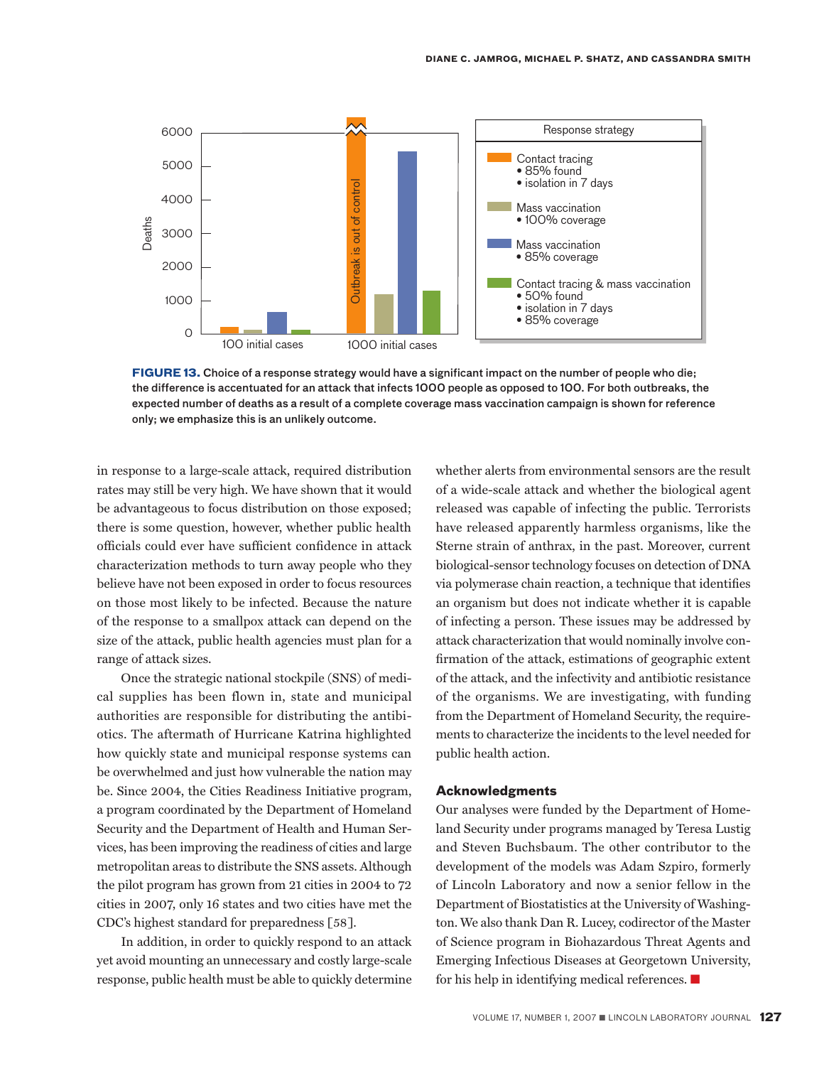**FIGURE 13.** Choice of a response strategy would have a significant impact on the number of people who die; the difference is accentuated for an attack that infects 1000 people as opposed to 100. For both outbreaks, the expected number of deaths as a result of a complete coverage mass vaccination campaign is shown for reference only; we emphasize this is an unlikely outcome.

in response to a large-scale attack, required distribution rates may still be very high. We have shown that it would be advantageous to focus distribution on those exposed; there is some question, however, whether public health officials could ever have sufficient confidence in attack characterization methods to turn away people who they believe have not been exposed in order to focus resources on those most likely to be infected. Because the nature of the response to a smallpox attack can depend on the size of the attack, public health agencies must plan for a range of attack sizes.

Once the strategic national stockpile (SNS) of medical supplies has been flown in, state and municipal authorities are responsible for distributing the antibiotics. The aftermath of Hurricane Katrina highlighted how quickly state and municipal response systems can be overwhelmed and just how vulnerable the nation may be. Since 2004, the Cities Readiness Initiative program, a program coordinated by the Department of Homeland Security and the Department of Health and Human Services, has been improving the readiness of cities and large metropolitan areas to distribute the SNS assets. Although the pilot program has grown from 21 cities in 2004 to 72 cities in 2007, only 16 states and two cities have met the CDC's highest standard for preparedness [58].

In addition, in order to quickly respond to an attack yet avoid mounting an unnecessary and costly large-scale response, public health must be able to quickly determine whether alerts from environmental sensors are the result of a wide-scale attack and whether the biological agent released was capable of infecting the public. Terrorists have released apparently harmless organisms, like the Sterne strain of anthrax, in the past. Moreover, current biological-sensor technology focuses on detection of DNA via polymerase chain reaction, a technique that identifies an organism but does not indicate whether it is capable of infecting a person. These issues may be addressed by attack characterization that would nominally involve confirmation of the attack, estimations of geographic extent of the attack, and the infectivity and antibiotic resistance of the organisms. We are investigating, with funding from the Department of Homeland Security, the requirements to characterize the incidents to the level needed for public health action.

## Acknowledgments

Our analyses were funded by the Department of Homeland Security under programs managed by Teresa Lustig and Steven Buchsbaum. The other contributor to the development of the models was Adam Szpiro, formerly of Lincoln Laboratory and now a senior fellow in the Department of Biostatistics at the University of Washington. We also thank Dan R. Lucey, codirector of the Master of Science program in Biohazardous Threat Agents and Emerging Infectious Diseases at Georgetown University, for his help in identifying medical references.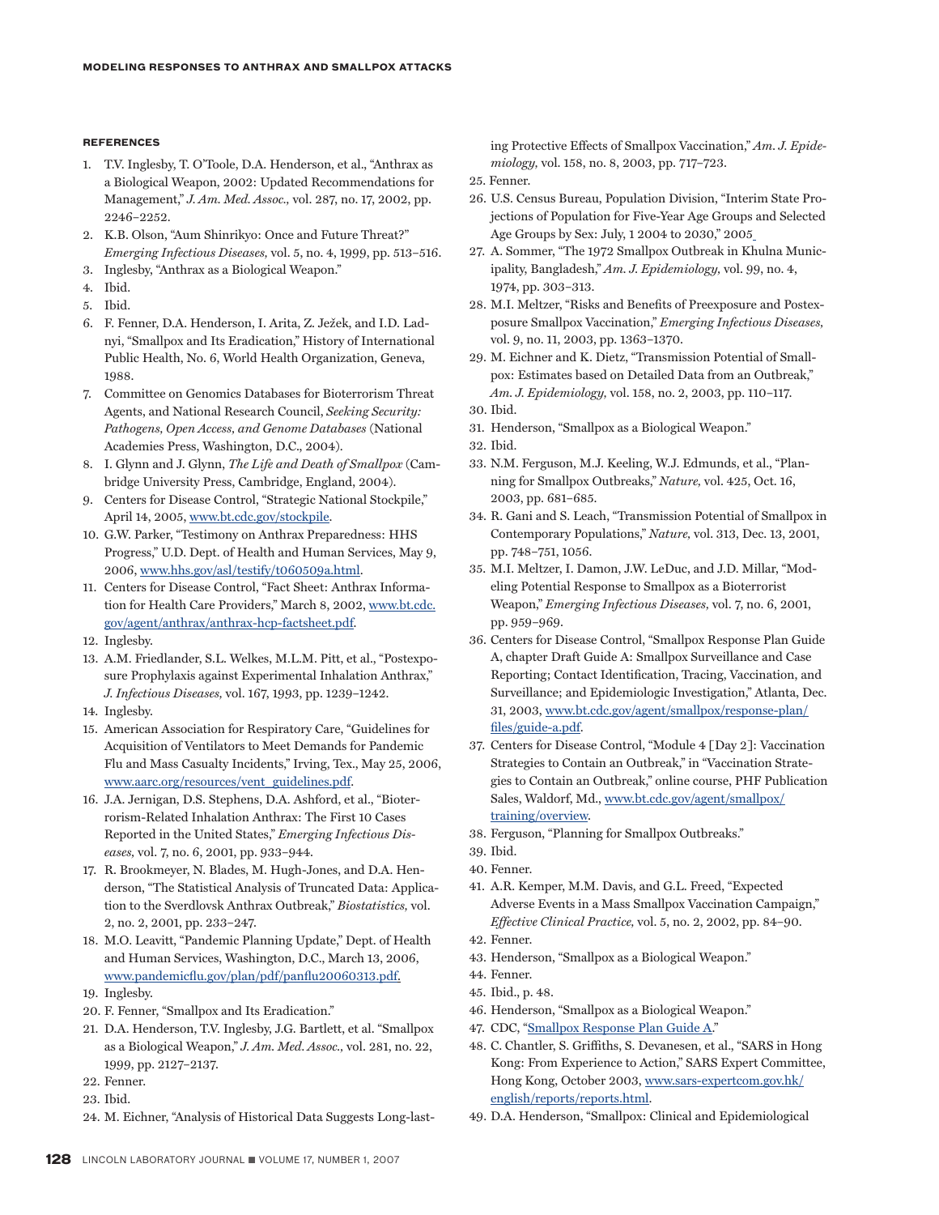### REFERENCES

1. T.V. Inglesby, T. O'Toole, D.A. Henderson, et al., "Anthrax as a Biological Weapon, 2002: Updated Recommendations for Management," *J. Am. Med. Assoc.,* vol. 287, no. 17, 2002, pp. 2246–2252.
2. K.B. Olson, "Aum Shinrikyo: Once and Future Threat?" *Emerging Infectious Diseases,* vol. 5, no. 4, 1999, pp. 513–516.
3. Inglesby, "Anthrax as a Biological Weapon."
4. Ibid.
5. Ibid.
6. F. Fenner, D.A. Henderson, I. Arita, Z. Ježek, and I.D. Ladnyi, "Smallpox and Its Eradication," History of International Public Health, No. 6, World Health Organization, Geneva, 1988.
7. Committee on Genomics Databases for Bioterrorism Threat Agents, and National Research Council, *Seeking Security: Pathogens, Open Access, and Genome Databases* (National Academies Press, Washington, D.C., 2004).
8. I. Glynn and J. Glynn, *The Life and Death of Smallpox* (Cambridge University Press, Cambridge, England, 2004).
9. Centers for Disease Control, "Strategic National Stockpile," April 14, 2005, www.bt.cdc.gov/stockpile.
10. G.W. Parker, "Testimony on Anthrax Preparedness: HHS Progress," U.D. Dept. of Health and Human Services, May 9, 2006, www.hhs.gov/asl/testify/t060509a.html.
11. Centers for Disease Control, "Fact Sheet: Anthrax Information for Health Care Providers," March 8, 2002, www.bt.cdc.gov/agent/anthrax/anthrax-hcp-factsheet.pdf.
12. Inglesby.
13. A.M. Friedlander, S.L. Welkes, M.L.M. Pitt, et al., "Postexposure Prophylaxis against Experimental Inhalation Anthrax," *J. Infectious Diseases,* vol. 167, 1993, pp. 1239–1242.
14. Inglesby.
15. American Association for Respiratory Care, "Guidelines for Acquisition of Ventilators to Meet Demands for Pandemic Flu and Mass Casualty Incidents," Irving, Tex., May 25, 2006, www.aarc.org/resources/vent_guidelines.pdf.
16. J.A. Jernigan, D.S. Stephens, D.A. Ashford, et al., "Bioterrorism-Related Inhalation Anthrax: The First 10 Cases Reported in the United States," *Emerging Infectious Diseases,* vol. 7, no. 6, 2001, pp. 933–944.
17. R. Brookmeyer, N. Blades, M. Hugh-Jones, and D.A. Henderson, "The Statistical Analysis of Truncated Data: Application to the Sverdlovsk Anthrax Outbreak," *Biostatistics,* vol. 2, no. 2, 2001, pp. 233–247.
18. M.O. Leavitt, "Pandemic Planning Update," Dept. of Health and Human Services, Washington, D.C., March 13, 2006, www.pandemicflu.gov/plan/pdf/panflu20060313.pdf.
19. Inglesby.
20. F. Fenner, "Smallpox and Its Eradication."
21. D.A. Henderson, T.V. Inglesby, J.G. Bartlett, et al. "Smallpox as a Biological Weapon," *J. Am. Med. Assoc.,* vol. 281, no. 22, 1999, pp. 2127–2137.
22. Fenner.
23. Ibid.
24. M. Eichner, "Analysis of Historical Data Suggests Long-lasting Protective Effects of Smallpox Vaccination," *Am. J. Epidemiology,* vol. 158, no. 8, 2003, pp. 717–723.
25. Fenner.
26. U.S. Census Bureau, Population Division, "Interim State Projections of Population for Five-Year Age Groups and Selected Age Groups by Sex: July, 1 2004 to 2030," 2005
27. A. Sommer, "The 1972 Smallpox Outbreak in Khulna Municipality, Bangladesh," *Am. J. Epidemiology,* vol. 99, no. 4, 1974, pp. 303–313.
28. M.I. Meltzer, "Risks and Benefits of Preexposure and Postexposure Smallpox Vaccination," *Emerging Infectious Diseases,* vol. 9, no. 11, 2003, pp. 1363–1370.
29. M. Eichner and K. Dietz, "Transmission Potential of Smallpox: Estimates based on Detailed Data from an Outbreak," *Am. J. Epidemiology,* vol. 158, no. 2, 2003, pp. 110–117.
30. Ibid.
31. Henderson, "Smallpox as a Biological Weapon."
32. Ibid.
33. N.M. Ferguson, M.J. Keeling, W.J. Edmunds, et al., "Planning for Smallpox Outbreaks," *Nature,* vol. 425, Oct. 16, 2003, pp. 681–685.
34. R. Gani and S. Leach, "Transmission Potential of Smallpox in Contemporary Populations," *Nature,* vol. 313, Dec. 13, 2001, pp. 748–751, 1056.
35. M.I. Meltzer, I. Damon, J.W. LeDuc, and J.D. Millar, "Modeling Potential Response to Smallpox as a Bioterrorist Weapon," *Emerging Infectious Diseases,* vol. 7, no. 6, 2001, pp. 959–969.
36. Centers for Disease Control, "Smallpox Response Plan Guide A, chapter Draft Guide A: Smallpox Surveillance and Case Reporting; Contact Identification, Tracing, Vaccination, and Surveillance; and Epidemiologic Investigation," Atlanta, Dec. 31, 2003, www.bt.cdc.gov/agent/smallpox/response-plan/files/guide-a.pdf.
37. Centers for Disease Control, "Module 4 [Day 2]: Vaccination Strategies to Contain an Outbreak," in "Vaccination Strategies to Contain an Outbreak," online course, PHF Publication Sales, Waldorf, Md., www.bt.cdc.gov/agent/smallpox/training/overview.
38. Ferguson, "Planning for Smallpox Outbreaks."
39. Ibid.
40. Fenner.
41. A.R. Kemper, M.M. Davis, and G.L. Freed, "Expected Adverse Events in a Mass Smallpox Vaccination Campaign," *Effective Clinical Practice,* vol. 5, no. 2, 2002, pp. 84–90.
42. Fenner.
43. Henderson, "Smallpox as a Biological Weapon."
44. Fenner.
45. Ibid., p. 48.
46. Henderson, "Smallpox as a Biological Weapon."
47. CDC, "Smallpox Response Plan Guide A."
48. C. Chantler, S. Griffiths, S. Devanesen, et al., "SARS in Hong Kong: From Experience to Action," SARS Expert Committee, Hong Kong, October 2003, www.sars-expertcom.gov.hk/english/reports/reports.html.
49. D.A. Henderson, "Smallpox: Clinical and Epidemiological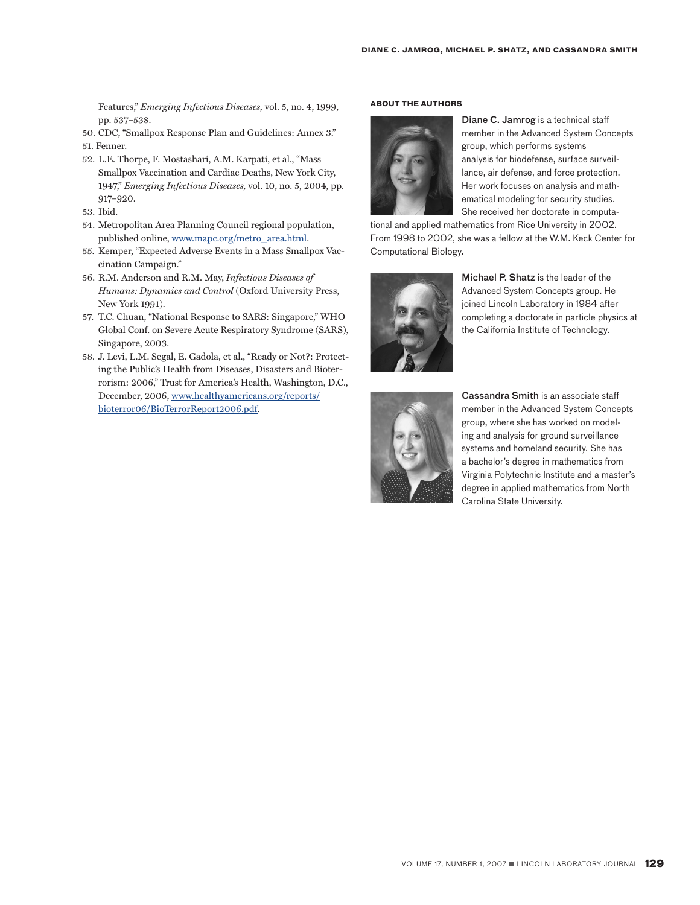Features," *Emerging Infectious Diseases,* vol. 5, no. 4, 1999, pp. 537–538.

50. CDC, "Smallpox Response Plan and Guidelines: Annex 3."
51. Fenner.
52. L.E. Thorpe, F. Mostashari, A.M. Karpati, et al., "Mass Smallpox Vaccination and Cardiac Deaths, New York City, 1947," *Emerging Infectious Diseases,* vol. 10, no. 5, 2004, pp. 917–920.
53. Ibid.
54. Metropolitan Area Planning Council regional population, published online, www.mapc.org/metro_area.html.
55. Kemper, "Expected Adverse Events in a Mass Smallpox Vaccination Campaign."
56. R.M. Anderson and R.M. May, *Infectious Diseases of Humans: Dynamics and Control* (Oxford University Press, New York 1991).
57. T.C. Chuan, "National Response to SARS: Singapore," WHO Global Conf. on Severe Acute Respiratory Syndrome (SARS), Singapore, 2003.
58. J. Levi, L.M. Segal, E. Gadola, et al., "Ready or Not?: Protecting the Public's Health from Diseases, Disasters and Bioterrorism: 2006," Trust for America's Health, Washington, D.C., December, 2006, www.healthyamericans.org/reports/bioterror06/BioTerrorReport2006.pdf.

## ABOUT THE AUTHORS

**Diane C. Jamrog** is a technical staff member in the Advanced System Concepts group, which performs systems analysis for biodefense, surface surveillance, air defense, and force protection. Her work focuses on analysis and mathematical modeling for security studies. She received her doctorate in computational and applied mathematics from Rice University in 2002. From 1998 to 2002, she was a fellow at the W.M. Keck Center for Computational Biology.

**Michael P. Shatz** is the leader of the Advanced System Concepts group. He joined Lincoln Laboratory in 1984 after completing a doctorate in particle physics at the California Institute of Technology.

**Cassandra Smith** is an associate staff member in the Advanced System Concepts group, where she has worked on modeling and analysis for ground surveillance systems and homeland security. She has a bachelor's degree in mathematics from Virginia Polytechnic Institute and a master's degree in applied mathematics from North Carolina State University.